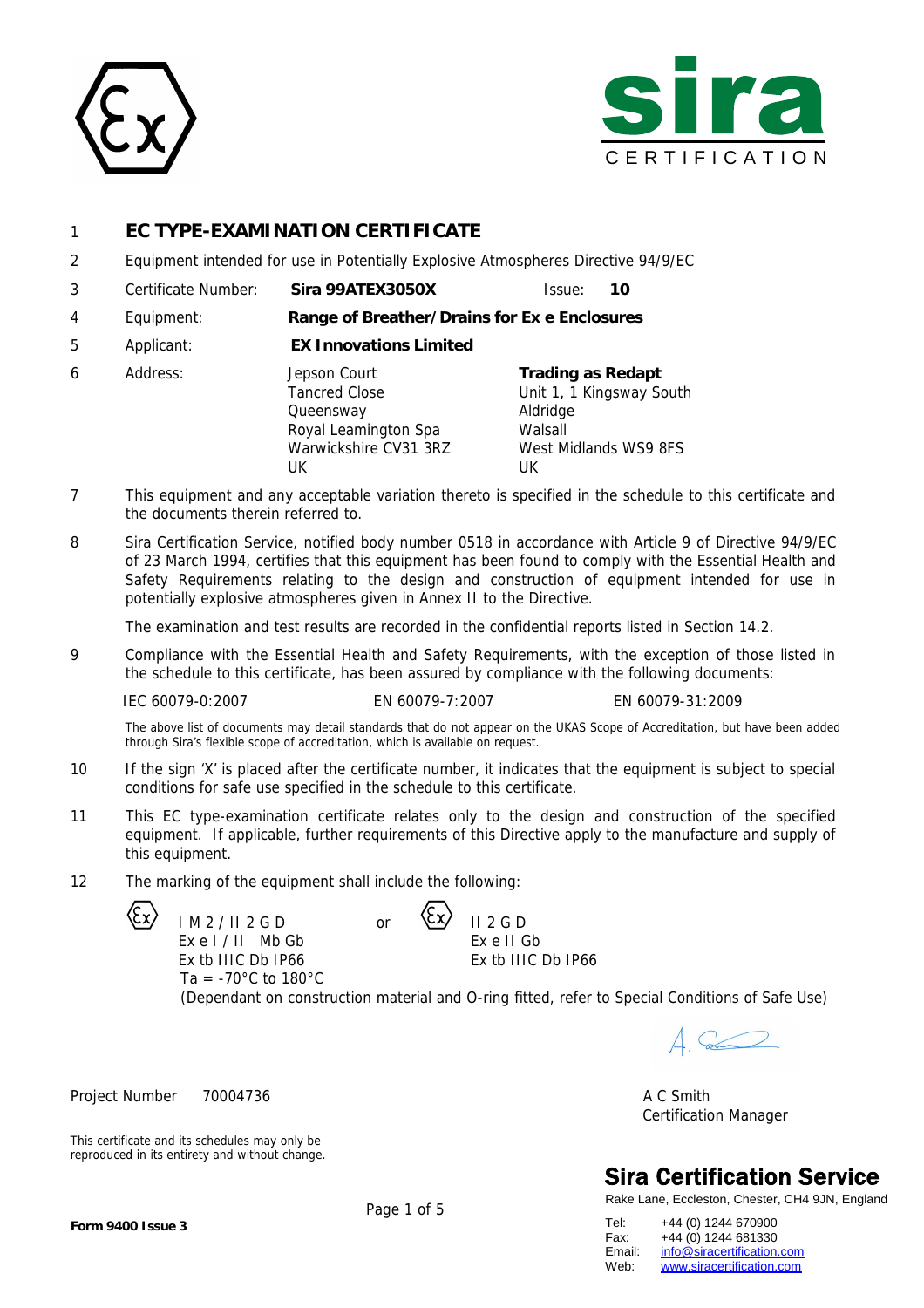# 1 EC TYPE-EXAMINATION CERTIFICATE

2 Equipment intended for use in Potentially Explosive Atmospheres Directive 94/9/EC

3 Certificate Number: **Sira 99ATEX3050X** Issue: **10**

4 Equipment: **Range of Breather/Drains for Ex e Enclosures**

5 Applicant: **EX Innovations Limited**

6 Address:

Jepson Court
Tancred Close
Queensway
Royal Leamington Spa
Warwickshire CV31 3RZ
UK

**Trading as Redapt**
Unit 1, 1 Kingsway South
Aldridge
Walsall
West Midlands WS9 8FS
UK

7 This equipment and any acceptable variation thereto is specified in the schedule to this certificate and the documents therein referred to.

8 Sira Certification Service, notified body number 0518 in accordance with Article 9 of Directive 94/9/EC of 23 March 1994, certifies that this equipment has been found to comply with the Essential Health and Safety Requirements relating to the design and construction of equipment intended for use in potentially explosive atmospheres given in Annex II to the Directive.

The examination and test results are recorded in the confidential reports listed in Section 14.2.

9 Compliance with the Essential Health and Safety Requirements, with the exception of those listed in the schedule to this certificate, has been assured by compliance with the following documents:

IEC 60079-0:2007 EN 60079-7:2007 EN 60079-31:2009

The above list of documents may detail standards that do not appear on the UKAS Scope of Accreditation, but have been added through Sira's flexible scope of accreditation, which is available on request.

10 If the sign 'X' is placed after the certificate number, it indicates that the equipment is subject to special conditions for safe use specified in the schedule to this certificate.

11 This EC type-examination certificate relates only to the design and construction of the specified equipment. If applicable, further requirements of this Directive apply to the manufacture and supply of this equipment.

12 The marking of the equipment shall include the following:

Ex I M 2 / II 2 G D
Ex e I / II Mb Gb
Ex tb IIIC Db IP66
Ta = -70°C to 180°C

or

Ex II 2 G D
Ex e II Gb
Ex tb IIIC Db IP66

(Dependant on construction material and O-ring fitted, refer to Special Conditions of Safe Use)

Project Number 70004736

A C Smith
Certification Manager

This certificate and its schedules may only be reproduced in its entirety and without change.

**Sira Certification Service**
Rake Lane, Eccleston, Chester, CH4 9JN, England

Tel: +44 (0) 1244 670900
Fax: +44 (0) 1244 681330
Email: info@siracertification.com
Web: www.siracertification.com

**Form 9400 Issue 3**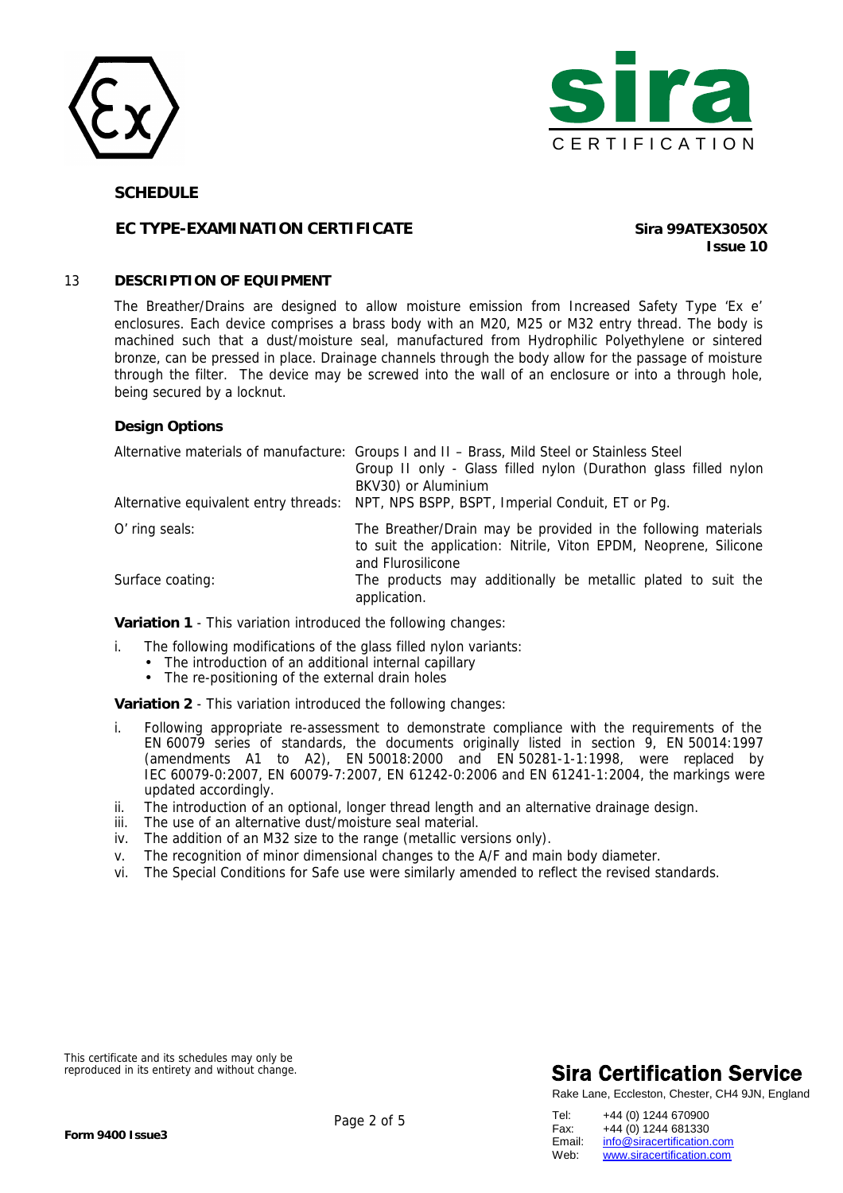**SCHEDULE**

**EC TYPE-EXAMINATION CERTIFICATE** **Sira 99ATEX3050X**
**Issue 10**

## 13 DESCRIPTION OF EQUIPMENT

The Breather/Drains are designed to allow moisture emission from Increased Safety Type 'Ex e' enclosures. Each device comprises a brass body with an M20, M25 or M32 entry thread. The body is machined such that a dust/moisture seal, manufactured from Hydrophilic Polyethylene or sintered bronze, can be pressed in place. Drainage channels through the body allow for the passage of moisture through the filter. The device may be screwed into the wall of an enclosure or into a through hole, being secured by a locknut.

**Design Options**

| | |
|---|---|
| Alternative materials of manufacture: | Groups I and II – Brass, Mild Steel or Stainless Steel<br>Group II only - Glass filled nylon (Durathon glass filled nylon BKV30) or Aluminium |
| Alternative equivalent entry threads: | NPT, NPS BSPP, BSPT, Imperial Conduit, ET or Pg. |
| O' ring seals: | The Breather/Drain may be provided in the following materials to suit the application: Nitrile, Viton EPDM, Neoprene, Silicone and Flurosilicone |
| Surface coating: | The products may additionally be metallic plated to suit the application. |

**Variation 1** - This variation introduced the following changes:

i. The following modifications of the glass filled nylon variants:
   - The introduction of an additional internal capillary
   - The re-positioning of the external drain holes

**Variation 2** - This variation introduced the following changes:

i. Following appropriate re-assessment to demonstrate compliance with the requirements of the EN 60079 series of standards, the documents originally listed in section 9, EN 50014:1997 (amendments A1 to A2), EN 50018:2000 and EN 50281-1-1:1998, were replaced by IEC 60079-0:2007, EN 60079-7:2007, EN 61242-0:2006 and EN 61241-1:2004, the markings were updated accordingly.
ii. The introduction of an optional, longer thread length and an alternative drainage design.
iii. The use of an alternative dust/moisture seal material.
iv. The addition of an M32 size to the range (metallic versions only).
v. The recognition of minor dimensional changes to the A/F and main body diameter.
vi. The Special Conditions for Safe use were similarly amended to reflect the revised standards.

This certificate and its schedules may only be reproduced in its entirety and without change.

**Sira Certification Service**
Rake Lane, Eccleston, Chester, CH4 9JN, England

Tel: +44 (0) 1244 670900
Fax: +44 (0) 1244 681330
Email: info@siracertification.com
Web: www.siracertification.com

**Form 9400 Issue3**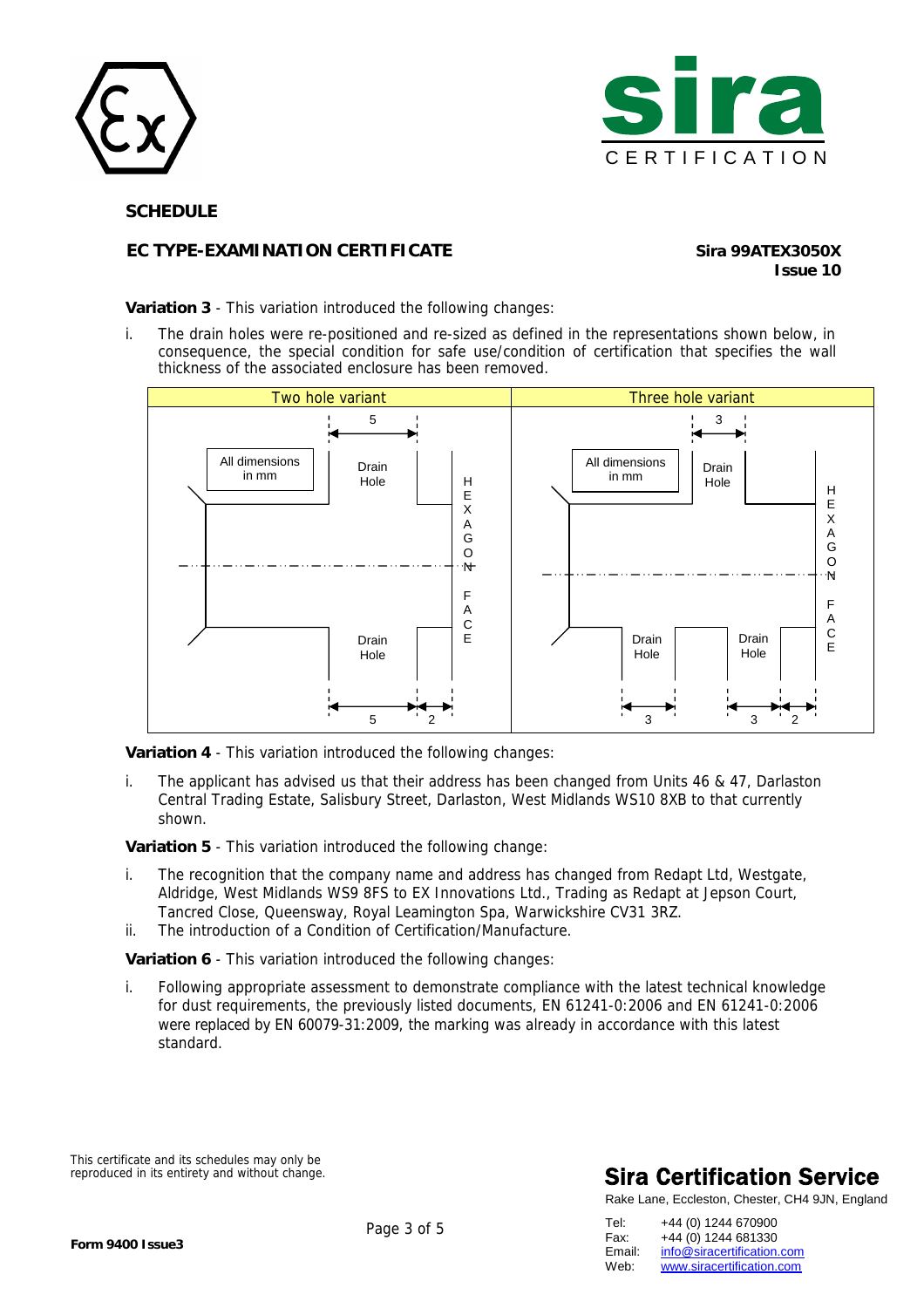**SCHEDULE**

**EC TYPE-EXAMINATION CERTIFICATE** **Sira 99ATEX3050X**
**Issue 10**

**Variation 3** - This variation introduced the following changes:

i. The drain holes were re-positioned and re-sized as defined in the representations shown below, in consequence, the special condition for safe use/condition of certification that specifies the wall thickness of the associated enclosure has been removed.

| Two hole variant | Three hole variant |
|---|---|
| All dimensions in mm; Drain Hole (5); Drain Hole (5); 2; HEXAGON FACE | All dimensions in mm; Drain Hole (3); Drain Hole (3); Drain Hole (3); 2; HEXAGON FACE |

**Variation 4** - This variation introduced the following changes:

i. The applicant has advised us that their address has been changed from Units 46 & 47, Darlaston Central Trading Estate, Salisbury Street, Darlaston, West Midlands WS10 8XB to that currently shown.

**Variation 5** - This variation introduced the following change:

i. The recognition that the company name and address has changed from Redapt Ltd, Westgate, Aldridge, West Midlands WS9 8FS to EX Innovations Ltd., Trading as Redapt at Jepson Court, Tancred Close, Queensway, Royal Leamington Spa, Warwickshire CV31 3RZ.
ii. The introduction of a Condition of Certification/Manufacture.

**Variation 6** - This variation introduced the following changes:

i. Following appropriate assessment to demonstrate compliance with the latest technical knowledge for dust requirements, the previously listed documents, EN 61241-0:2006 and EN 61241-0:2006 were replaced by EN 60079-31:2009, the marking was already in accordance with this latest standard.

This certificate and its schedules may only be reproduced in its entirety and without change.

**Sira Certification Service**
Rake Lane, Eccleston, Chester, CH4 9JN, England

Tel: +44 (0) 1244 670900
Fax: +44 (0) 1244 681330
Email: info@siracertification.com
Web: www.siracertification.com

**Form 9400 Issue3**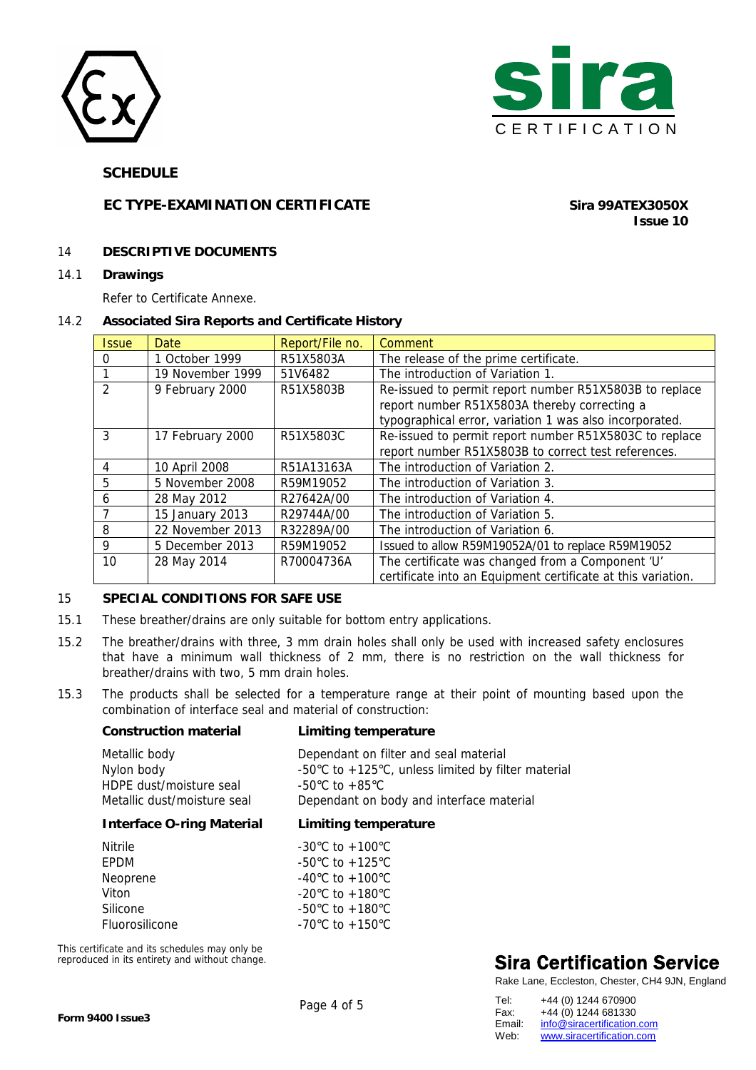## SCHEDULE

## EC TYPE-EXAMINATION CERTIFICATE

**Sira 99ATEX3050X**
**Issue 10**

### 14 DESCRIPTIVE DOCUMENTS

#### 14.1 Drawings

Refer to Certificate Annexe.

#### 14.2 Associated Sira Reports and Certificate History

| Issue | Date | Report/File no. | Comment |
|---|---|---|---|
| 0 | 1 October 1999 | R51X5803A | The release of the prime certificate. |
| 1 | 19 November 1999 | 51V6482 | The introduction of Variation 1. |
| 2 | 9 February 2000 | R51X5803B | Re-issued to permit report number R51X5803B to replace report number R51X5803A thereby correcting a typographical error, variation 1 was also incorporated. |
| 3 | 17 February 2000 | R51X5803C | Re-issued to permit report number R51X5803C to replace report number R51X5803B to correct test references. |
| 4 | 10 April 2008 | R51A13163A | The introduction of Variation 2. |
| 5 | 5 November 2008 | R59M19052 | The introduction of Variation 3. |
| 6 | 28 May 2012 | R27642A/00 | The introduction of Variation 4. |
| 7 | 15 January 2013 | R29744A/00 | The introduction of Variation 5. |
| 8 | 22 November 2013 | R32289A/00 | The introduction of Variation 6. |
| 9 | 5 December 2013 | R59M19052 | Issued to allow R59M19052A/01 to replace R59M19052 |
| 10 | 28 May 2014 | R70004736A | The certificate was changed from a Component 'U' certificate into an Equipment certificate at this variation. |

### 15 SPECIAL CONDITIONS FOR SAFE USE

15.1 These breather/drains are only suitable for bottom entry applications.

15.2 The breather/drains with three, 3 mm drain holes shall only be used with increased safety enclosures that have a minimum wall thickness of 2 mm, there is no restriction on the wall thickness for breather/drains with two, 5 mm drain holes.

15.3 The products shall be selected for a temperature range at their point of mounting based upon the combination of interface seal and material of construction:

| Construction material | Limiting temperature |
|---|---|
| Metallic body | Dependant on filter and seal material |
| Nylon body | -50°C to +125°C, unless limited by filter material |
| HDPE dust/moisture seal | -50°C to +85°C |
| Metallic dust/moisture seal | Dependant on body and interface material |

| Interface O-ring Material | Limiting temperature |
|---|---|
| Nitrile | -30°C to +100°C |
| EPDM | -50°C to +125°C |
| Neoprene | -40°C to +100°C |
| Viton | -20°C to +180°C |
| Silicone | -50°C to +180°C |
| Fluorosilicone | -70°C to +150°C |

This certificate and its schedules may only be reproduced in its entirety and without change.

**Sira Certification Service**

Rake Lane, Eccleston, Chester, CH4 9JN, England

Tel: +44 (0) 1244 670900
Fax: +44 (0) 1244 681330
Email: info@siracertification.com
Web: www.siracertification.com

Form 9400 Issue3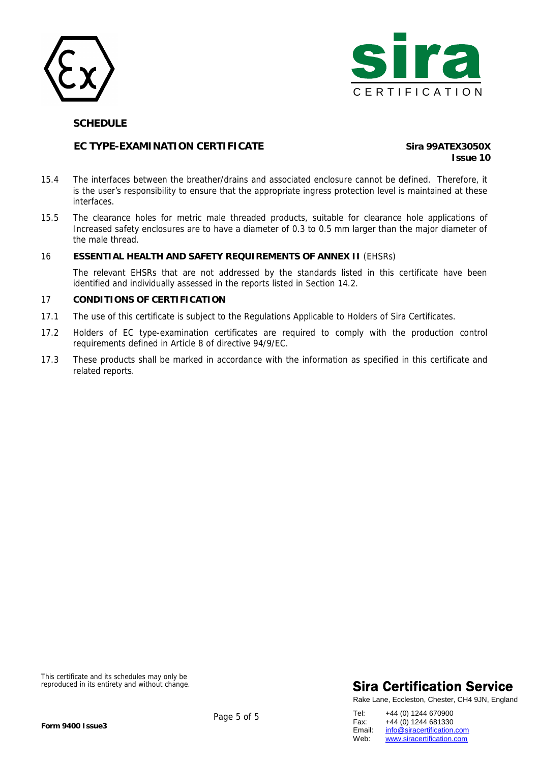**SCHEDULE**

**EC TYPE-EXAMINATION CERTIFICATE** **Sira 99ATEX3050X**
**Issue 10**

15.4 The interfaces between the breather/drains and associated enclosure cannot be defined. Therefore, it is the user's responsibility to ensure that the appropriate ingress protection level is maintained at these interfaces.

15.5 The clearance holes for metric male threaded products, suitable for clearance hole applications of Increased safety enclosures are to have a diameter of 0.3 to 0.5 mm larger than the major diameter of the male thread.

## 16 ESSENTIAL HEALTH AND SAFETY REQUIREMENTS OF ANNEX II (EHSRs)

The relevant EHSRs that are not addressed by the standards listed in this certificate have been identified and individually assessed in the reports listed in Section 14.2.

## 17 CONDITIONS OF CERTIFICATION

17.1 The use of this certificate is subject to the Regulations Applicable to Holders of Sira Certificates.

17.2 Holders of EC type-examination certificates are required to comply with the production control requirements defined in Article 8 of directive 94/9/EC.

17.3 These products shall be marked in accordance with the information as specified in this certificate and related reports.

This certificate and its schedules may only be reproduced in its entirety and without change.

**Form 9400 Issue3**

**Sira Certification Service**

Rake Lane, Eccleston, Chester, CH4 9JN, England

Tel: +44 (0) 1244 670900
Fax: +44 (0) 1244 681330
Email: info@siracertification.com
Web: www.siracertification.com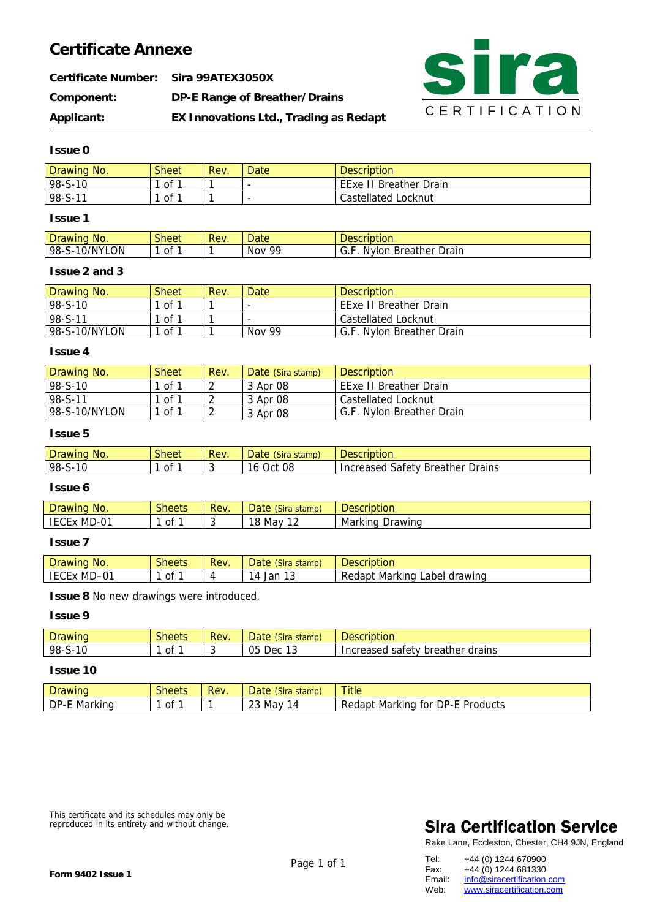# Certificate Annexe

**Certificate Number:** Sira 99ATEX3050X

**Component:** DP-E Range of Breather/Drains

**Applicant:** EX Innovations Ltd., Trading as Redapt

sira CERTIFICATION

**Issue 0**

| Drawing No. | Sheet | Rev. | Date | Description |
|---|---|---|---|---|
| 98-S-10 | 1 of 1 | 1 | - | EExe II Breather Drain |
| 98-S-11 | 1 of 1 | 1 | - | Castellated Locknut |

**Issue 1**

| Drawing No. | Sheet | Rev. | Date | Description |
|---|---|---|---|---|
| 98-S-10/NYLON | 1 of 1 | 1 | Nov 99 | G.F. Nylon Breather Drain |

**Issue 2 and 3**

| Drawing No. | Sheet | Rev. | Date | Description |
|---|---|---|---|---|
| 98-S-10 | 1 of 1 | 1 | - | EExe II Breather Drain |
| 98-S-11 | 1 of 1 | 1 | - | Castellated Locknut |
| 98-S-10/NYLON | 1 of 1 | 1 | Nov 99 | G.F. Nylon Breather Drain |

**Issue 4**

| Drawing No. | Sheet | Rev. | Date (Sira stamp) | Description |
|---|---|---|---|---|
| 98-S-10 | 1 of 1 | 2 | 3 Apr 08 | EExe II Breather Drain |
| 98-S-11 | 1 of 1 | 2 | 3 Apr 08 | Castellated Locknut |
| 98-S-10/NYLON | 1 of 1 | 2 | 3 Apr 08 | G.F. Nylon Breather Drain |

**Issue 5**

| Drawing No. | Sheet | Rev. | Date (Sira stamp) | Description |
|---|---|---|---|---|
| 98-S-10 | 1 of 1 | 3 | 16 Oct 08 | Increased Safety Breather Drains |

**Issue 6**

| Drawing No. | Sheets | Rev. | Date (Sira stamp) | Description |
|---|---|---|---|---|
| IECEx MD-01 | 1 of 1 | 3 | 18 May 12 | Marking Drawing |

**Issue 7**

| Drawing No. | Sheets | Rev. | Date (Sira stamp) | Description |
|---|---|---|---|---|
| IECEx MD–01 | 1 of 1 | 4 | 14 Jan 13 | Redapt Marking Label drawing |

**Issue 8** No new drawings were introduced.

**Issue 9**

| Drawing | Sheets | Rev. | Date (Sira stamp) | Description |
|---|---|---|---|---|
| 98-S-10 | 1 of 1 | 3 | 05 Dec 13 | Increased safety breather drains |

**Issue 10**

| Drawing | Sheets | Rev. | Date (Sira stamp) | Title |
|---|---|---|---|---|
| DP-E Marking | 1 of 1 | 1 | 23 May 14 | Redapt Marking for DP-E Products |

This certificate and its schedules may only be reproduced in its entirety and without change.

Form 9402 Issue 1

**Sira Certification Service**

Rake Lane, Eccleston, Chester, CH4 9JN, England

Tel: +44 (0) 1244 670900
Fax: +44 (0) 1244 681330
Email: info@siracertification.com
Web: www.siracertification.com